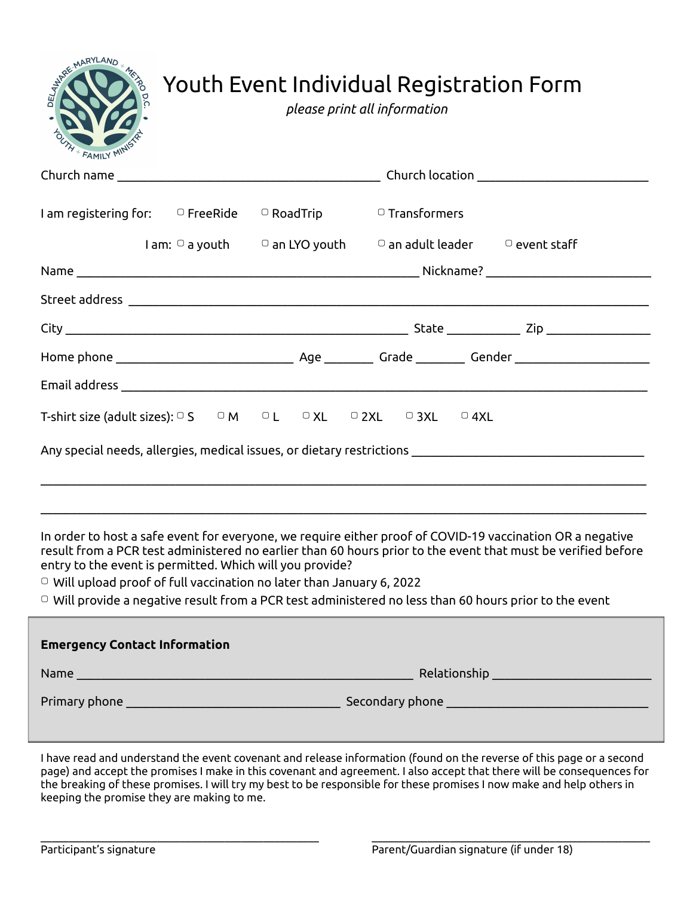# Youth Event Individual Registration Form

*please print all information*

Church name ________________________________________ Church location __________________________

I am registering for: ▢ FreeRide ▢ RoadTrip ▢ Transformers

I am: ▢ a youth ▢ an LYO youth ▢ an adult leader ▢ event staff

Name ____________________________________________________ Nickname? _________________________

Street address ____________________________________________________________________________

City ____________________________________________________ State ___________ Zip _______________

Home phone ___________________________ Age _______ Grade _______ Gender ____________________

Email address _____________________________________________________________________________

T-shirt size (adult sizes): ▢ S ▢ M ▢ L ▢ XL ▢ 2XL ▢ 3XL ▢ 4XL

Any special needs, allergies, medical issues, or dietary restrictions ___________________________________

_____________________________________________________________________________________________

_____________________________________________________________________________________________

In order to host a safe event for everyone, we require either proof of COVID-19 vaccination OR a negative result from a PCR test administered no earlier than 60 hours prior to the event that must be verified before entry to the event is permitted. Which will you provide?

▢ Will upload proof of full vaccination no later than January 6, 2022

▢ Will provide a negative result from a PCR test administered no less than 60 hours prior to the event

**Emergency Contact Information**

Name ____________________________________________________ Relationship ________________________

Primary phone ________________________________ Secondary phone _____________________________

I have read and understand the event covenant and release information (found on the reverse of this page or a second page) and accept the promises I make in this covenant and agreement. I also accept that there will be consequences for the breaking of these promises. I will try my best to be responsible for these promises I now make and help others in keeping the promise they are making to me.

__________________________________________ Participant's signature

__________________________________________ Parent/Guardian signature (if under 18)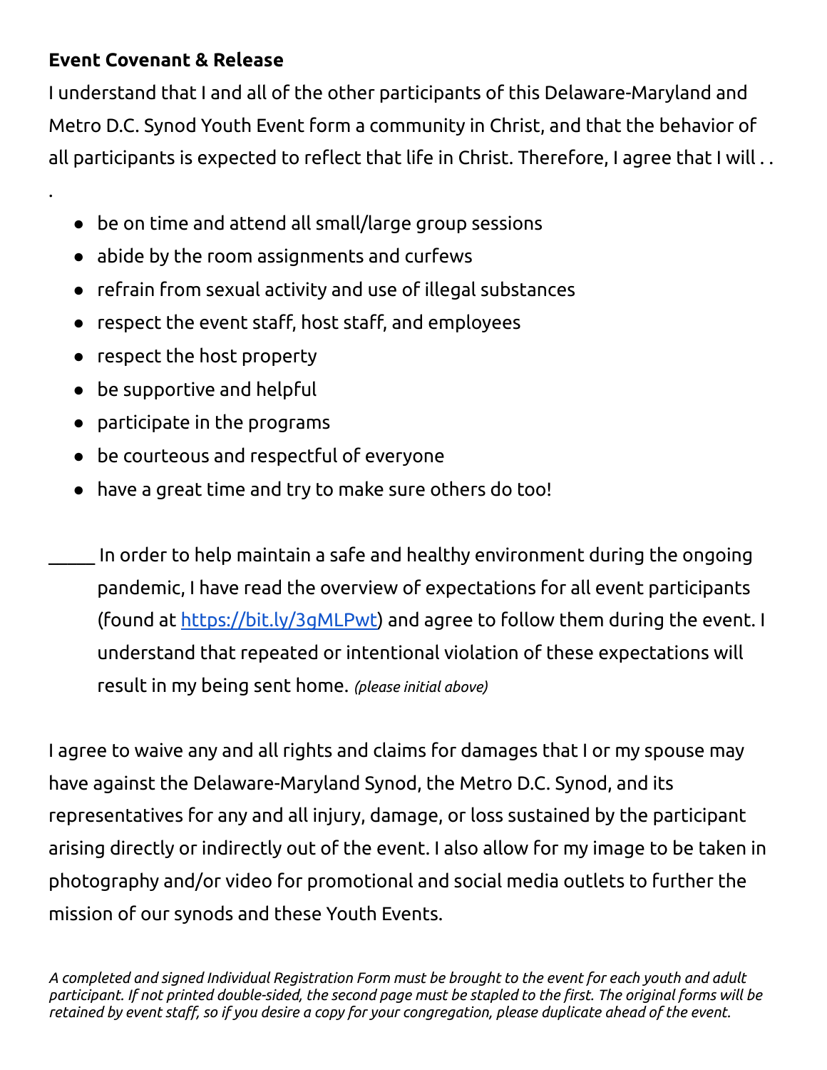**Event Covenant & Release**

I understand that I and all of the other participants of this Delaware-Maryland and Metro D.C. Synod Youth Event form a community in Christ, and that the behavior of all participants is expected to reflect that life in Christ. Therefore, I agree that I will . . .

- be on time and attend all small/large group sessions
- abide by the room assignments and curfews
- refrain from sexual activity and use of illegal substances
- respect the event staff, host staff, and employees
- respect the host property
- be supportive and helpful
- participate in the programs
- be courteous and respectful of everyone
- have a great time and try to make sure others do too!

_____ In order to help maintain a safe and healthy environment during the ongoing pandemic, I have read the overview of expectations for all event participants (found at https://bit.ly/3gMLPwt) and agree to follow them during the event. I understand that repeated or intentional violation of these expectations will result in my being sent home. *(please initial above)*

I agree to waive any and all rights and claims for damages that I or my spouse may have against the Delaware-Maryland Synod, the Metro D.C. Synod, and its representatives for any and all injury, damage, or loss sustained by the participant arising directly or indirectly out of the event. I also allow for my image to be taken in photography and/or video for promotional and social media outlets to further the mission of our synods and these Youth Events.

*A completed and signed Individual Registration Form must be brought to the event for each youth and adult participant. If not printed double-sided, the second page must be stapled to the first. The original forms will be retained by event staff, so if you desire a copy for your congregation, please duplicate ahead of the event.*